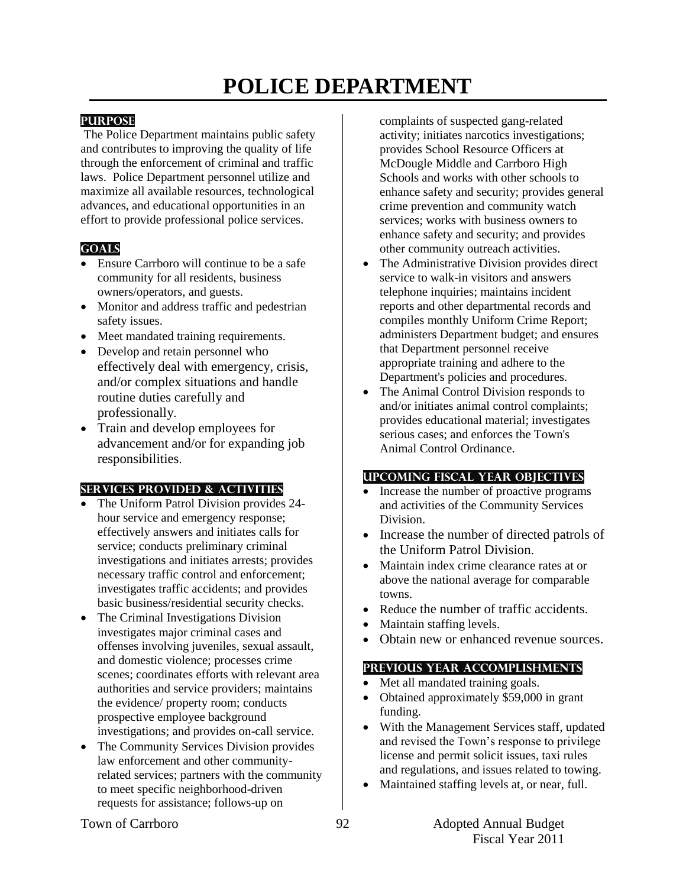# POLICE DEPARTMENT

## PURPOSE

The Police Department maintains public safety and contributes to improving the quality of life through the enforcement of criminal and traffic laws. Police Department personnel utilize and maximize all available resources, technological advances, and educational opportunities in an effort to provide professional police services.

## GOALS

- Ensure Carrboro will continue to be a safe community for all residents, business owners/operators, and guests.
- Monitor and address traffic and pedestrian safety issues.
- Meet mandated training requirements.
- Develop and retain personnel who effectively deal with emergency, crisis, and/or complex situations and handle routine duties carefully and professionally.
- Train and develop employees for advancement and/or for expanding job responsibilities.

## SERVICES PROVIDED & ACTIVITIES

- The Uniform Patrol Division provides 24-hour service and emergency response; effectively answers and initiates calls for service; conducts preliminary criminal investigations and initiates arrests; provides necessary traffic control and enforcement; investigates traffic accidents; and provides basic business/residential security checks.
- The Criminal Investigations Division investigates major criminal cases and offenses involving juveniles, sexual assault, and domestic violence; processes crime scenes; coordinates efforts with relevant area authorities and service providers; maintains the evidence/ property room; conducts prospective employee background investigations; and provides on-call service.
- The Community Services Division provides law enforcement and other community-related services; partners with the community to meet specific neighborhood-driven requests for assistance; follows-up on complaints of suspected gang-related activity; initiates narcotics investigations; provides School Resource Officers at McDougle Middle and Carrboro High Schools and works with other schools to enhance safety and security; provides general crime prevention and community watch services; works with business owners to enhance safety and security; and provides other community outreach activities.
- The Administrative Division provides direct service to walk-in visitors and answers telephone inquiries; maintains incident reports and other departmental records and compiles monthly Uniform Crime Report; administers Department budget; and ensures that Department personnel receive appropriate training and adhere to the Department's policies and procedures.
- The Animal Control Division responds to and/or initiates animal control complaints; provides educational material; investigates serious cases; and enforces the Town's Animal Control Ordinance.

## UPCOMING FISCAL YEAR OBJECTIVES

- Increase the number of proactive programs and activities of the Community Services Division.
- Increase the number of directed patrols of the Uniform Patrol Division.
- Maintain index crime clearance rates at or above the national average for comparable towns.
- Reduce the number of traffic accidents.
- Maintain staffing levels.
- Obtain new or enhanced revenue sources.

## PREVIOUS YEAR ACCOMPLISHMENTS

- Met all mandated training goals.
- Obtained approximately $59,000 in grant funding.
- With the Management Services staff, updated and revised the Town's response to privilege license and permit solicit issues, taxi rules and regulations, and issues related to towing.
- Maintained staffing levels at, or near, full.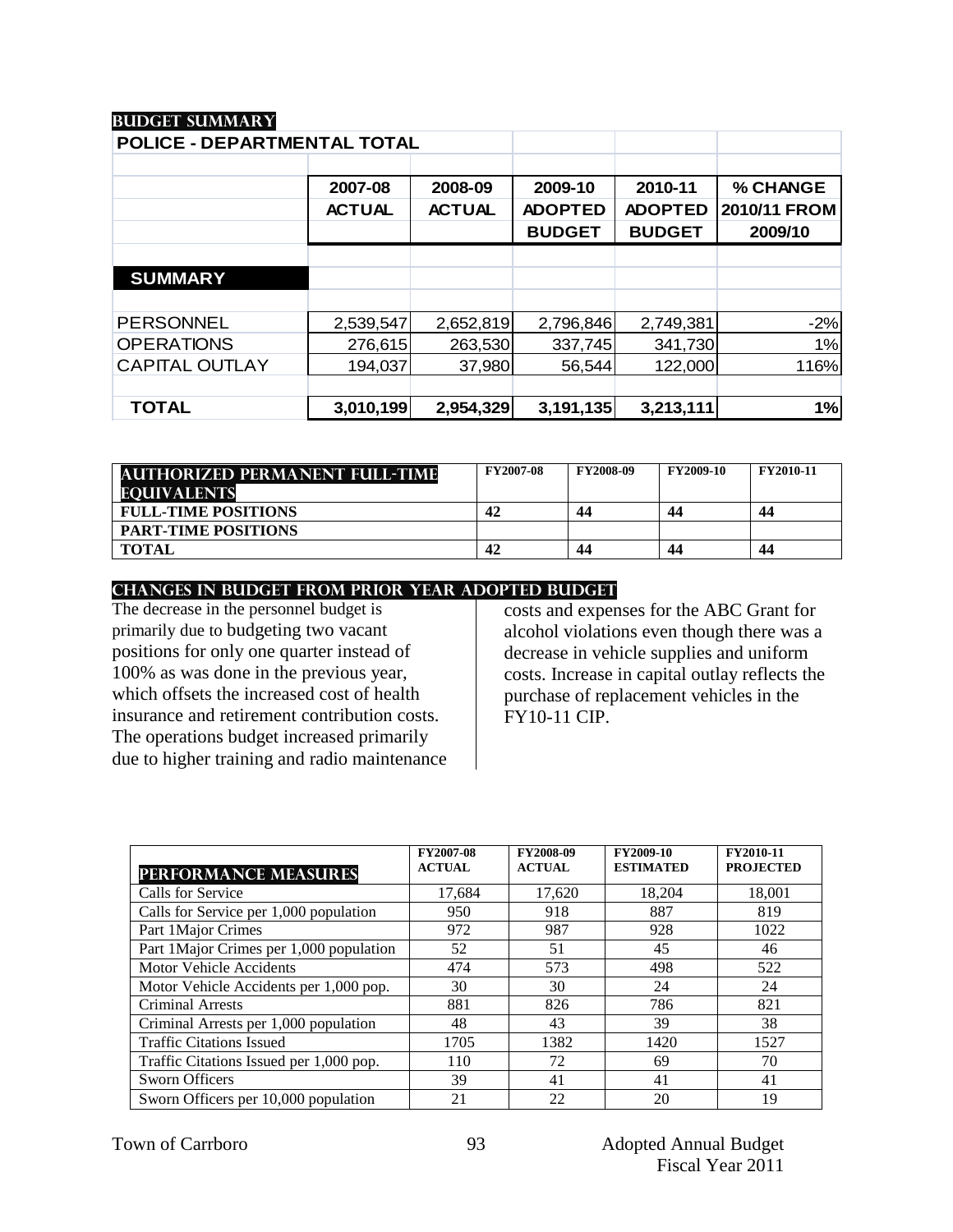## BUDGET SUMMARY

| POLICE - DEPARTMENTAL TOTAL | | | | | |
|---|---|---|---|---|---|
| | 2007-08 ACTUAL | 2008-09 ACTUAL | 2009-10 ADOPTED BUDGET | 2010-11 ADOPTED BUDGET | % CHANGE 2010/11 FROM 2009/10 |
| **SUMMARY** | | | | | |
| PERSONNEL | 2,539,547 | 2,652,819 | 2,796,846 | 2,749,381 | -2% |
| OPERATIONS | 276,615 | 263,530 | 337,745 | 341,730 | 1% |
| CAPITAL OUTLAY | 194,037 | 37,980 | 56,544 | 122,000 | 116% |
| **TOTAL** | **3,010,199** | **2,954,329** | **3,191,135** | **3,213,111** | **1%** |

| AUTHORIZED PERMANENT FULL-TIME EQUIVALENTS | FY2007-08 | FY2008-09 | FY2009-10 | FY2010-11 |
|---|---|---|---|---|
| FULL-TIME POSITIONS | 42 | 44 | 44 | 44 |
| PART-TIME POSITIONS | | | | |
| TOTAL | 42 | 44 | 44 | 44 |

## CHANGES IN BUDGET FROM PRIOR YEAR ADOPTED BUDGET

The decrease in the personnel budget is primarily due to budgeting two vacant positions for only one quarter instead of 100% as was done in the previous year, which offsets the increased cost of health insurance and retirement contribution costs. The operations budget increased primarily due to higher training and radio maintenance costs and expenses for the ABC Grant for alcohol violations even though there was a decrease in vehicle supplies and uniform costs. Increase in capital outlay reflects the purchase of replacement vehicles in the FY10-11 CIP.

| PERFORMANCE MEASURES | FY2007-08 ACTUAL | FY2008-09 ACTUAL | FY2009-10 ESTIMATED | FY2010-11 PROJECTED |
|---|---|---|---|---|
| Calls for Service | 17,684 | 17,620 | 18,204 | 18,001 |
| Calls for Service per 1,000 population | 950 | 918 | 887 | 819 |
| Part 1Major Crimes | 972 | 987 | 928 | 1022 |
| Part 1Major Crimes per 1,000 population | 52 | 51 | 45 | 46 |
| Motor Vehicle Accidents | 474 | 573 | 498 | 522 |
| Motor Vehicle Accidents per 1,000 pop. | 30 | 30 | 24 | 24 |
| Criminal Arrests | 881 | 826 | 786 | 821 |
| Criminal Arrests per 1,000 population | 48 | 43 | 39 | 38 |
| Traffic Citations Issued | 1705 | 1382 | 1420 | 1527 |
| Traffic Citations Issued per 1,000 pop. | 110 | 72 | 69 | 70 |
| Sworn Officers | 39 | 41 | 41 | 41 |
| Sworn Officers per 10,000 population | 21 | 22 | 20 | 19 |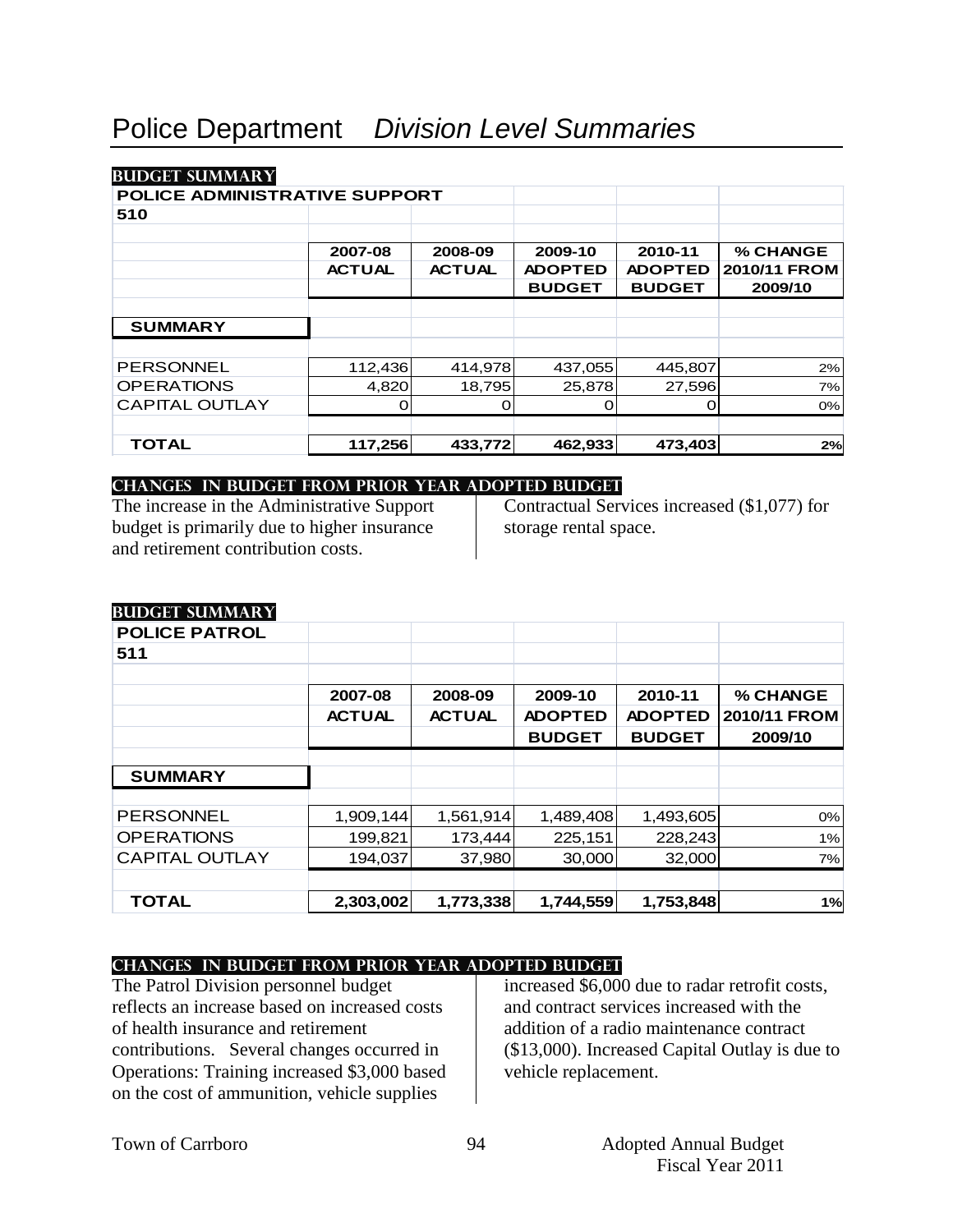# Police Department *Division Level Summaries*

**BUDGET SUMMARY**

| POLICE ADMINISTRATIVE SUPPORT 510 | 2007-08 ACTUAL | 2008-09 ACTUAL | 2009-10 ADOPTED BUDGET | 2010-11 ADOPTED BUDGET | % CHANGE 2010/11 FROM 2009/10 |
|---|---|---|---|---|---|
| **SUMMARY** | | | | | |
| PERSONNEL | 112,436 | 414,978 | 437,055 | 445,807 | 2% |
| OPERATIONS | 4,820 | 18,795 | 25,878 | 27,596 | 7% |
| CAPITAL OUTLAY | 0 | 0 | 0 | 0 | 0% |
| **TOTAL** | **117,256** | **433,772** | **462,933** | **473,403** | **2%** |

**CHANGES IN BUDGET FROM PRIOR YEAR ADOPTED BUDGET**

The increase in the Administrative Support budget is primarily due to higher insurance and retirement contribution costs. Contractual Services increased ($1,077) for storage rental space.

**BUDGET SUMMARY**

| POLICE PATROL 511 | 2007-08 ACTUAL | 2008-09 ACTUAL | 2009-10 ADOPTED BUDGET | 2010-11 ADOPTED BUDGET | % CHANGE 2010/11 FROM 2009/10 |
|---|---|---|---|---|---|
| **SUMMARY** | | | | | |
| PERSONNEL | 1,909,144 | 1,561,914 | 1,489,408 | 1,493,605 | 0% |
| OPERATIONS | 199,821 | 173,444 | 225,151 | 228,243 | 1% |
| CAPITAL OUTLAY | 194,037 | 37,980 | 30,000 | 32,000 | 7% |
| **TOTAL** | **2,303,002** | **1,773,338** | **1,744,559** | **1,753,848** | **1%** |

**CHANGES IN BUDGET FROM PRIOR YEAR ADOPTED BUDGET**

The Patrol Division personnel budget reflects an increase based on increased costs of health insurance and retirement contributions. Several changes occurred in Operations: Training increased $3,000 based on the cost of ammunition, vehicle supplies increased $6,000 due to radar retrofit costs, and contract services increased with the addition of a radio maintenance contract ($13,000). Increased Capital Outlay is due to vehicle replacement.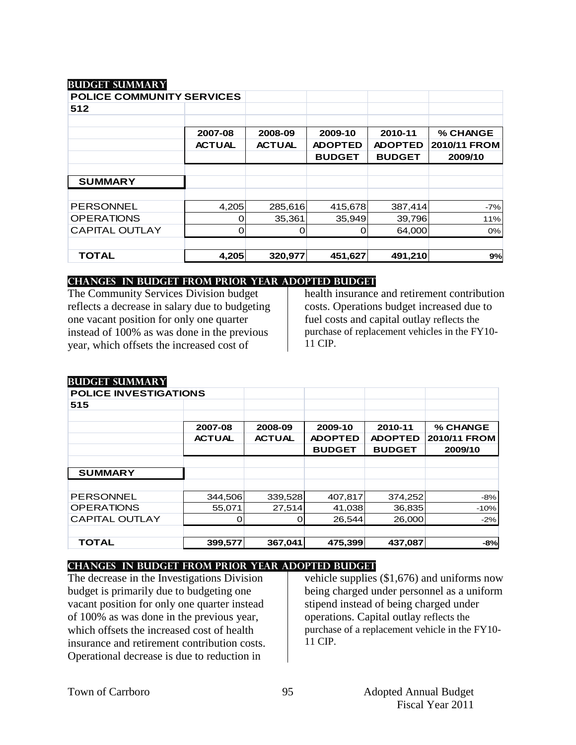## BUDGET SUMMARY

**POLICE COMMUNITY SERVICES**
**512**

| | 2007-08 ACTUAL | 2008-09 ACTUAL | 2009-10 ADOPTED BUDGET | 2010-11 ADOPTED BUDGET | % CHANGE 2010/11 FROM 2009/10 |
|---|---|---|---|---|---|
| **SUMMARY** | | | | | |
| PERSONNEL | 4,205 | 285,616 | 415,678 | 387,414 | -7% |
| OPERATIONS | 0 | 35,361 | 35,949 | 39,796 | 11% |
| CAPITAL OUTLAY | 0 | 0 | 0 | 64,000 | 0% |
| **TOTAL** | **4,205** | **320,977** | **451,627** | **491,210** | **9%** |

## CHANGES IN BUDGET FROM PRIOR YEAR ADOPTED BUDGET

The Community Services Division budget reflects a decrease in salary due to budgeting one vacant position for only one quarter instead of 100% as was done in the previous year, which offsets the increased cost of health insurance and retirement contribution costs. Operations budget increased due to fuel costs and capital outlay reflects the purchase of replacement vehicles in the FY10-11 CIP.

## BUDGET SUMMARY

**POLICE INVESTIGATIONS**
**515**

| | 2007-08 ACTUAL | 2008-09 ACTUAL | 2009-10 ADOPTED BUDGET | 2010-11 ADOPTED BUDGET | % CHANGE 2010/11 FROM 2009/10 |
|---|---|---|---|---|---|
| **SUMMARY** | | | | | |
| PERSONNEL | 344,506 | 339,528 | 407,817 | 374,252 | -8% |
| OPERATIONS | 55,071 | 27,514 | 41,038 | 36,835 | -10% |
| CAPITAL OUTLAY | 0 | 0 | 26,544 | 26,000 | -2% |
| **TOTAL** | **399,577** | **367,041** | **475,399** | **437,087** | **-8%** |

## CHANGES IN BUDGET FROM PRIOR YEAR ADOPTED BUDGET

The decrease in the Investigations Division budget is primarily due to budgeting one vacant position for only one quarter instead of 100% as was done in the previous year, which offsets the increased cost of health insurance and retirement contribution costs. Operational decrease is due to reduction in vehicle supplies ($1,676) and uniforms now being charged under personnel as a uniform stipend instead of being charged under operations. Capital outlay reflects the purchase of a replacement vehicle in the FY10-11 CIP.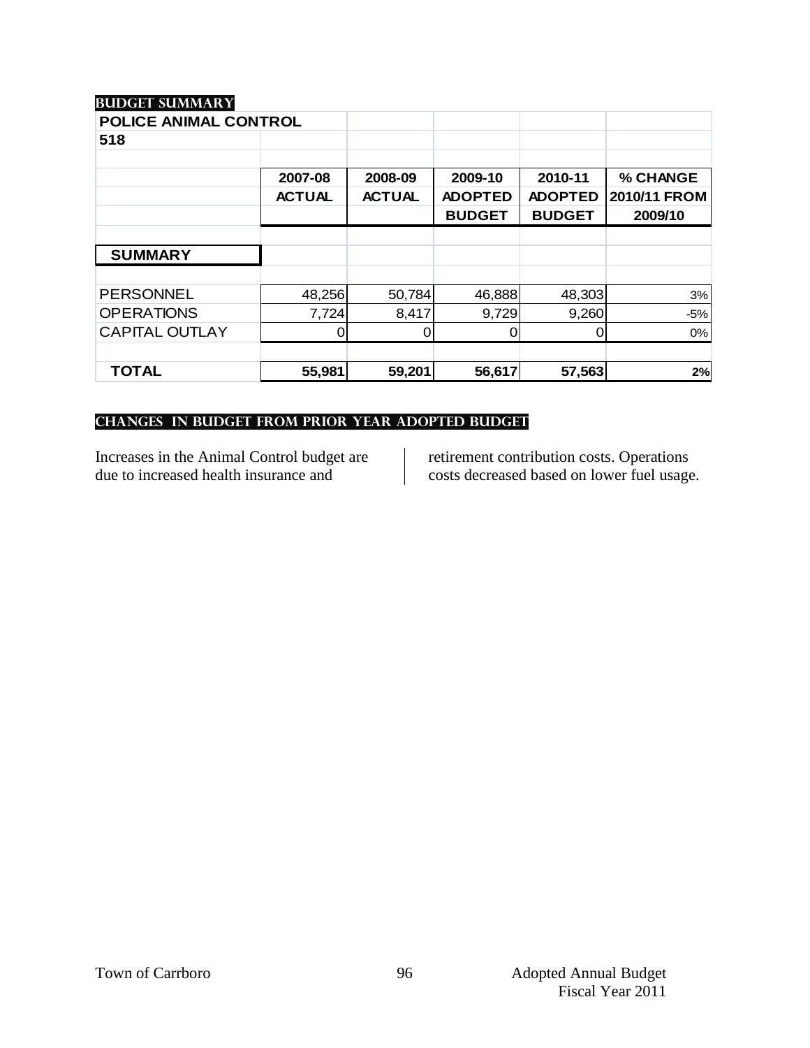## BUDGET SUMMARY

| POLICE ANIMAL CONTROL 518 | 2007-08 ACTUAL | 2008-09 ACTUAL | 2009-10 ADOPTED BUDGET | 2010-11 ADOPTED BUDGET | % CHANGE 2010/11 FROM 2009/10 |
|---|---|---|---|---|---|
| **SUMMARY** | | | | | |
| PERSONNEL | 48,256 | 50,784 | 46,888 | 48,303 | 3% |
| OPERATIONS | 7,724 | 8,417 | 9,729 | 9,260 | -5% |
| CAPITAL OUTLAY | 0 | 0 | 0 | 0 | 0% |
| **TOTAL** | **55,981** | **59,201** | **56,617** | **57,563** | **2%** |

## CHANGES IN BUDGET FROM PRIOR YEAR ADOPTED BUDGET

Increases in the Animal Control budget are due to increased health insurance and retirement contribution costs. Operations costs decreased based on lower fuel usage.